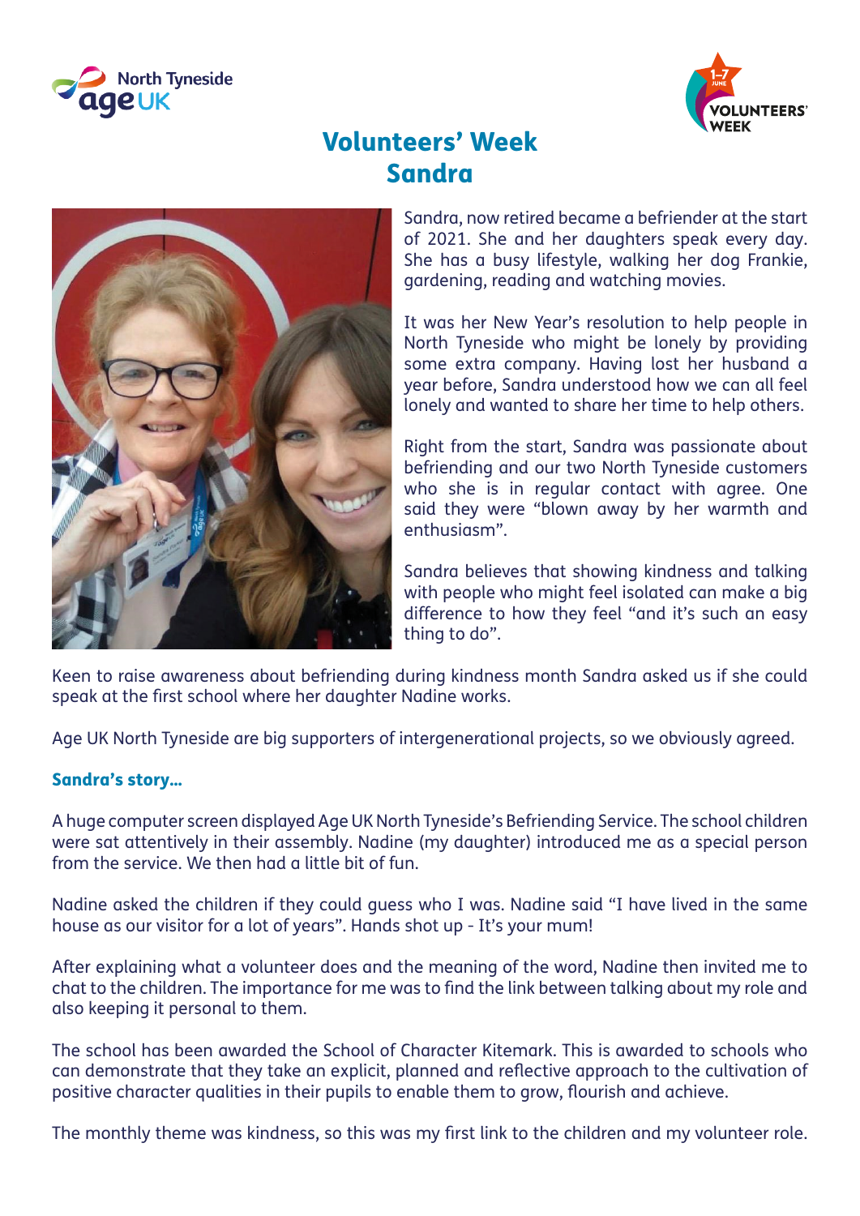# Volunteers' Week
# Sandra

Sandra, now retired became a befriender at the start of 2021. She and her daughters speak every day. She has a busy lifestyle, walking her dog Frankie, gardening, reading and watching movies.

It was her New Year's resolution to help people in North Tyneside who might be lonely by providing some extra company. Having lost her husband a year before, Sandra understood how we can all feel lonely and wanted to share her time to help others.

Right from the start, Sandra was passionate about befriending and our two North Tyneside customers who she is in regular contact with agree. One said they were "blown away by her warmth and enthusiasm".

Sandra believes that showing kindness and talking with people who might feel isolated can make a big difference to how they feel "and it's such an easy thing to do".

Keen to raise awareness about befriending during kindness month Sandra asked us if she could speak at the first school where her daughter Nadine works.

Age UK North Tyneside are big supporters of intergenerational projects, so we obviously agreed.

### Sandra's story…

A huge computer screen displayed Age UK North Tyneside's Befriending Service. The school children were sat attentively in their assembly. Nadine (my daughter) introduced me as a special person from the service. We then had a little bit of fun.

Nadine asked the children if they could guess who I was. Nadine said "I have lived in the same house as our visitor for a lot of years". Hands shot up - It's your mum!

After explaining what a volunteer does and the meaning of the word, Nadine then invited me to chat to the children. The importance for me was to find the link between talking about my role and also keeping it personal to them.

The school has been awarded the School of Character Kitemark. This is awarded to schools who can demonstrate that they take an explicit, planned and reflective approach to the cultivation of positive character qualities in their pupils to enable them to grow, flourish and achieve.

The monthly theme was kindness, so this was my first link to the children and my volunteer role.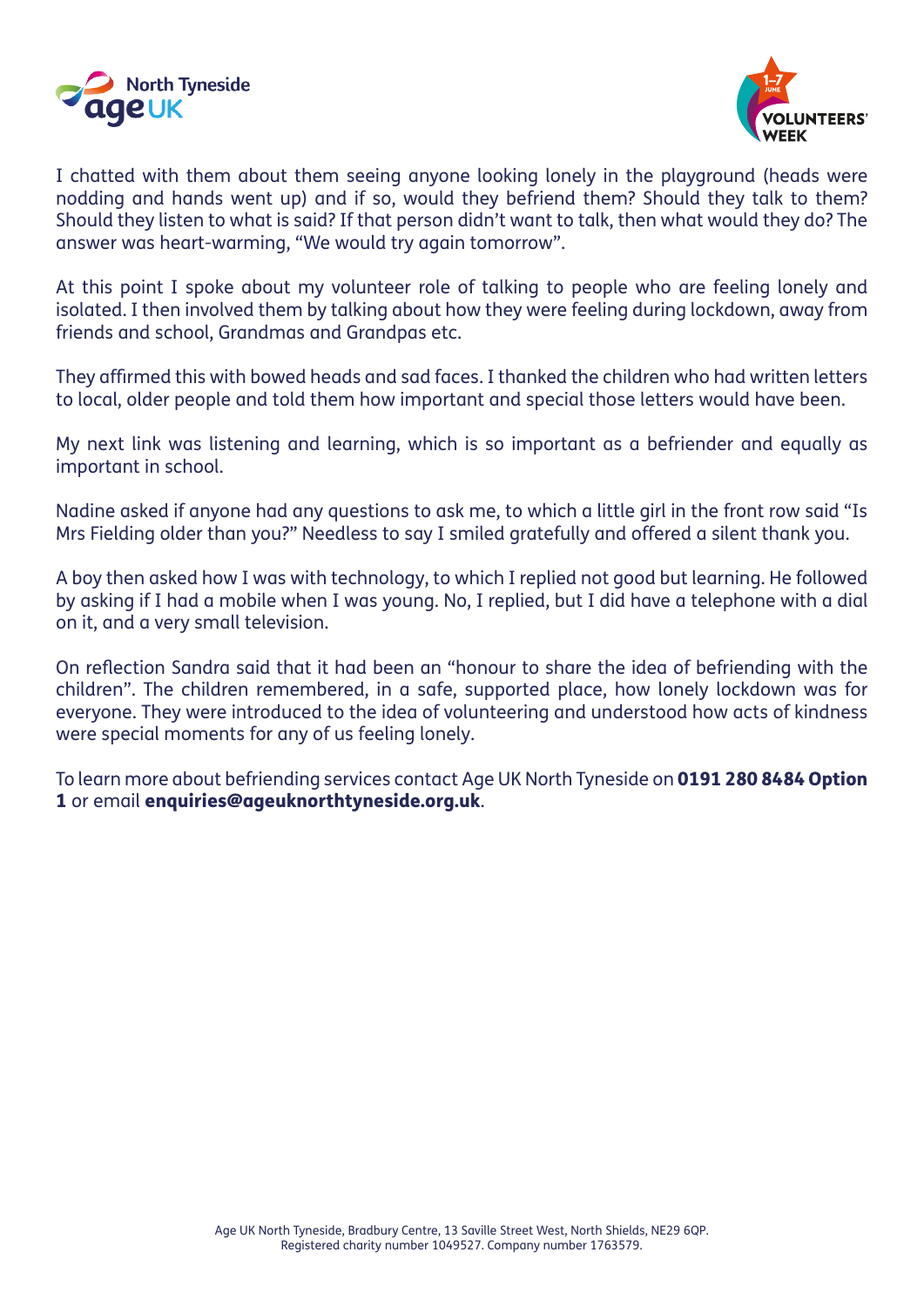I chatted with them about them seeing anyone looking lonely in the playground (heads were nodding and hands went up) and if so, would they befriend them? Should they talk to them? Should they listen to what is said? If that person didn't want to talk, then what would they do? The answer was heart-warming, "We would try again tomorrow".

At this point I spoke about my volunteer role of talking to people who are feeling lonely and isolated. I then involved them by talking about how they were feeling during lockdown, away from friends and school, Grandmas and Grandpas etc.

They affirmed this with bowed heads and sad faces. I thanked the children who had written letters to local, older people and told them how important and special those letters would have been.

My next link was listening and learning, which is so important as a befriender and equally as important in school.

Nadine asked if anyone had any questions to ask me, to which a little girl in the front row said "Is Mrs Fielding older than you?" Needless to say I smiled gratefully and offered a silent thank you.

A boy then asked how I was with technology, to which I replied not good but learning. He followed by asking if I had a mobile when I was young. No, I replied, but I did have a telephone with a dial on it, and a very small television.

On reflection Sandra said that it had been an "honour to share the idea of befriending with the children". The children remembered, in a safe, supported place, how lonely lockdown was for everyone. They were introduced to the idea of volunteering and understood how acts of kindness were special moments for any of us feeling lonely.

To learn more about befriending services contact Age UK North Tyneside on **0191 280 8484 Option 1** or email **enquiries@ageuknorthtyneside.org.uk**.

Age UK North Tyneside, Bradbury Centre, 13 Saville Street West, North Shields, NE29 6QP.
Registered charity number 1049527. Company number 1763579.